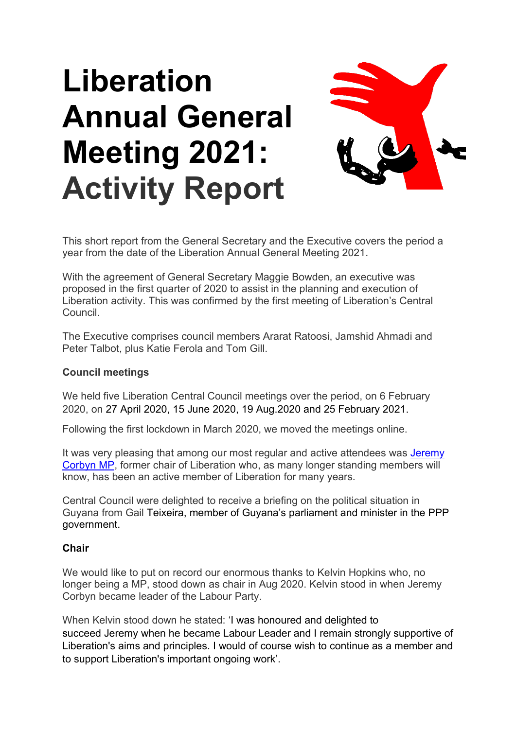# Liberation Annual General Meeting 2021: Activity Report

This short report from the General Secretary and the Executive covers the period a year from the date of the Liberation Annual General Meeting 2021.

With the agreement of General Secretary Maggie Bowden, an executive was proposed in the first quarter of 2020 to assist in the planning and execution of Liberation activity. This was confirmed by the first meeting of Liberation's Central Council.

The Executive comprises council members Ararat Ratoosi, Jamshid Ahmadi and Peter Talbot, plus Katie Ferola and Tom Gill.

**Council meetings**

We held five Liberation Central Council meetings over the period, on 6 February 2020, on 27 April 2020, 15 June 2020, 19 Aug.2020 and 25 February 2021.

Following the first lockdown in March 2020, we moved the meetings online.

It was very pleasing that among our most regular and active attendees was Jeremy Corbyn MP, former chair of Liberation who, as many longer standing members will know, has been an active member of Liberation for many years.

Central Council were delighted to receive a briefing on the political situation in Guyana from Gail Teixeira, member of Guyana's parliament and minister in the PPP government.

**Chair**

We would like to put on record our enormous thanks to Kelvin Hopkins who, no longer being a MP, stood down as chair in Aug 2020. Kelvin stood in when Jeremy Corbyn became leader of the Labour Party.

When Kelvin stood down he stated: 'I was honoured and delighted to succeed Jeremy when he became Labour Leader and I remain strongly supportive of Liberation's aims and principles. I would of course wish to continue as a member and to support Liberation's important ongoing work'.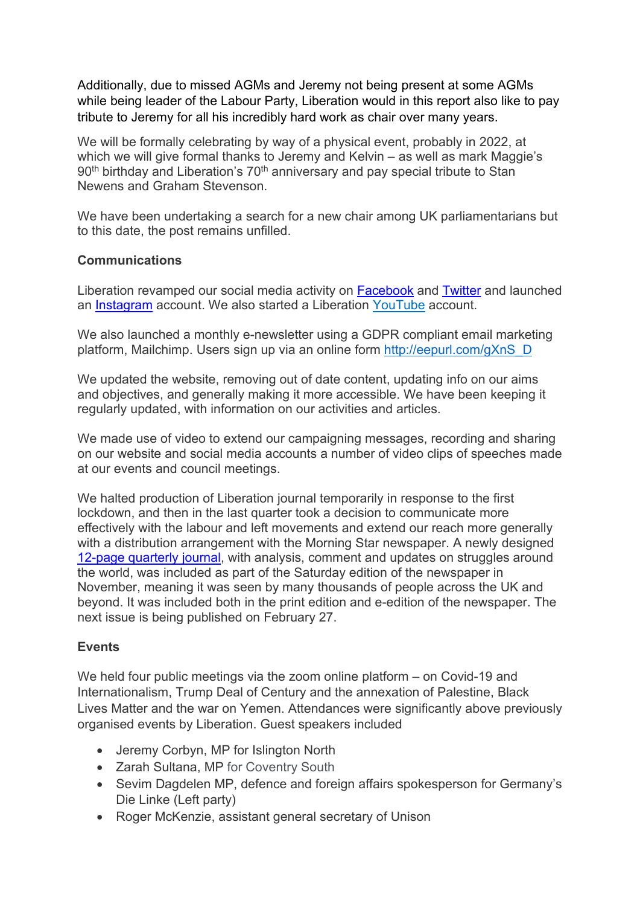Additionally, due to missed AGMs and Jeremy not being present at some AGMs while being leader of the Labour Party, Liberation would in this report also like to pay tribute to Jeremy for all his incredibly hard work as chair over many years.

We will be formally celebrating by way of a physical event, probably in 2022, at which we will give formal thanks to Jeremy and Kelvin – as well as mark Maggie's 90th birthday and Liberation's 70th anniversary and pay special tribute to Stan Newens and Graham Stevenson.

We have been undertaking a search for a new chair among UK parliamentarians but to this date, the post remains unfilled.

**Communications**

Liberation revamped our social media activity on Facebook and Twitter and launched an Instagram account. We also started a Liberation YouTube account.

We also launched a monthly e-newsletter using a GDPR compliant email marketing platform, Mailchimp. Users sign up via an online form http://eepurl.com/gXnS_D

We updated the website, removing out of date content, updating info on our aims and objectives, and generally making it more accessible. We have been keeping it regularly updated, with information on our activities and articles.

We made use of video to extend our campaigning messages, recording and sharing on our website and social media accounts a number of video clips of speeches made at our events and council meetings.

We halted production of Liberation journal temporarily in response to the first lockdown, and then in the last quarter took a decision to communicate more effectively with the labour and left movements and extend our reach more generally with a distribution arrangement with the Morning Star newspaper. A newly designed 12-page quarterly journal, with analysis, comment and updates on struggles around the world, was included as part of the Saturday edition of the newspaper in November, meaning it was seen by many thousands of people across the UK and beyond. It was included both in the print edition and e-edition of the newspaper. The next issue is being published on February 27.

**Events**

We held four public meetings via the zoom online platform – on Covid-19 and Internationalism, Trump Deal of Century and the annexation of Palestine, Black Lives Matter and the war on Yemen. Attendances were significantly above previously organised events by Liberation. Guest speakers included

- Jeremy Corbyn, MP for Islington North
- Zarah Sultana, MP for Coventry South
- Sevim Dagdelen MP, defence and foreign affairs spokesperson for Germany's Die Linke (Left party)
- Roger McKenzie, assistant general secretary of Unison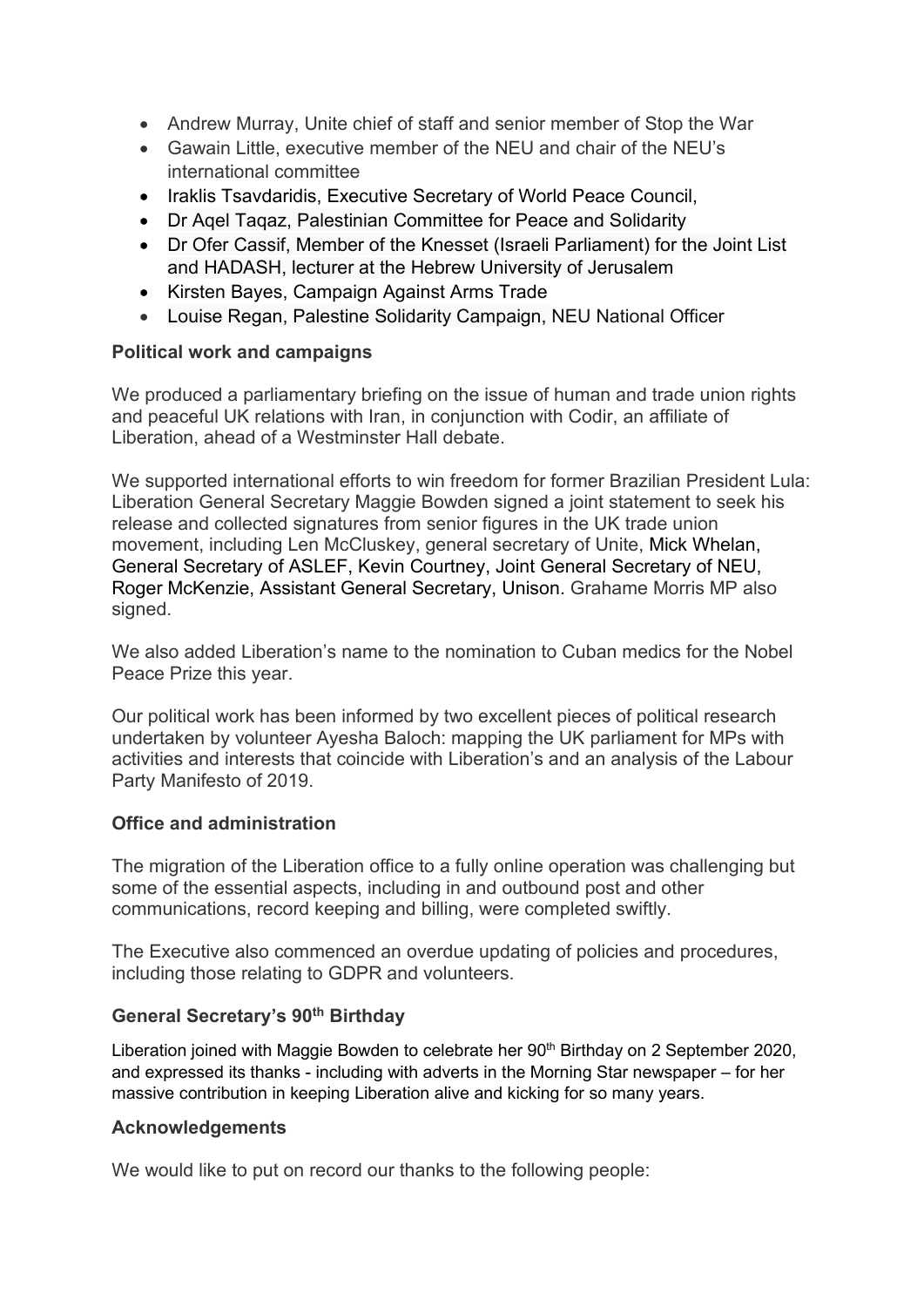- Andrew Murray, Unite chief of staff and senior member of Stop the War
- Gawain Little, executive member of the NEU and chair of the NEU's international committee
- Iraklis Tsavdaridis, Executive Secretary of World Peace Council,
- Dr Aqel Taqaz, Palestinian Committee for Peace and Solidarity
- Dr Ofer Cassif, Member of the Knesset (Israeli Parliament) for the Joint List and HADASH, lecturer at the Hebrew University of Jerusalem
- Kirsten Bayes, Campaign Against Arms Trade
- Louise Regan, Palestine Solidarity Campaign, NEU National Officer

**Political work and campaigns**

We produced a parliamentary briefing on the issue of human and trade union rights and peaceful UK relations with Iran, in conjunction with Codir, an affiliate of Liberation, ahead of a Westminster Hall debate.

We supported international efforts to win freedom for former Brazilian President Lula: Liberation General Secretary Maggie Bowden signed a joint statement to seek his release and collected signatures from senior figures in the UK trade union movement, including Len McCluskey, general secretary of Unite, Mick Whelan, General Secretary of ASLEF, Kevin Courtney, Joint General Secretary of NEU, Roger McKenzie, Assistant General Secretary, Unison. Grahame Morris MP also signed.

We also added Liberation's name to the nomination to Cuban medics for the Nobel Peace Prize this year.

Our political work has been informed by two excellent pieces of political research undertaken by volunteer Ayesha Baloch: mapping the UK parliament for MPs with activities and interests that coincide with Liberation's and an analysis of the Labour Party Manifesto of 2019.

**Office and administration**

The migration of the Liberation office to a fully online operation was challenging but some of the essential aspects, including in and outbound post and other communications, record keeping and billing, were completed swiftly.

The Executive also commenced an overdue updating of policies and procedures, including those relating to GDPR and volunteers.

**General Secretary's 90th Birthday**

Liberation joined with Maggie Bowden to celebrate her 90th Birthday on 2 September 2020, and expressed its thanks - including with adverts in the Morning Star newspaper – for her massive contribution in keeping Liberation alive and kicking for so many years.

**Acknowledgements**

We would like to put on record our thanks to the following people: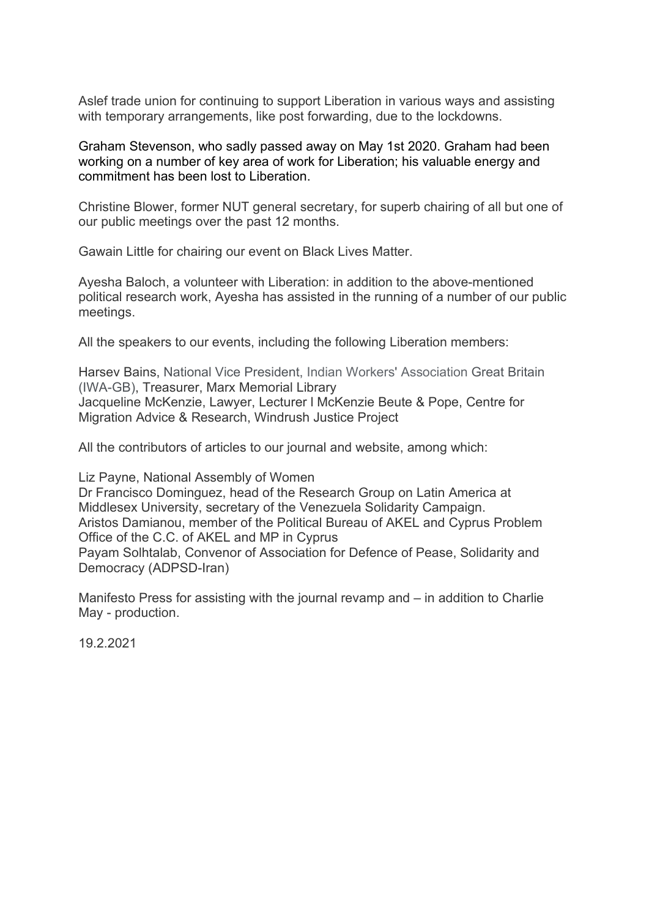Aslef trade union for continuing to support Liberation in various ways and assisting with temporary arrangements, like post forwarding, due to the lockdowns.

Graham Stevenson, who sadly passed away on May 1st 2020. Graham had been working on a number of key area of work for Liberation; his valuable energy and commitment has been lost to Liberation.

Christine Blower, former NUT general secretary, for superb chairing of all but one of our public meetings over the past 12 months.

Gawain Little for chairing our event on Black Lives Matter.

Ayesha Baloch, a volunteer with Liberation: in addition to the above-mentioned political research work, Ayesha has assisted in the running of a number of our public meetings.

All the speakers to our events, including the following Liberation members:

Harsev Bains, National Vice President, Indian Workers' Association Great Britain (IWA-GB), Treasurer, Marx Memorial Library
Jacqueline McKenzie, Lawyer, Lecturer l McKenzie Beute & Pope, Centre for Migration Advice & Research, Windrush Justice Project

All the contributors of articles to our journal and website, among which:

Liz Payne, National Assembly of Women
Dr Francisco Dominguez, head of the Research Group on Latin America at Middlesex University, secretary of the Venezuela Solidarity Campaign.
Aristos Damianou, member of the Political Bureau of AKEL and Cyprus Problem Office of the C.C. of AKEL and MP in Cyprus
Payam Solhtalab, Convenor of Association for Defence of Pease, Solidarity and Democracy (ADPSD-Iran)

Manifesto Press for assisting with the journal revamp and – in addition to Charlie May - production.

19.2.2021